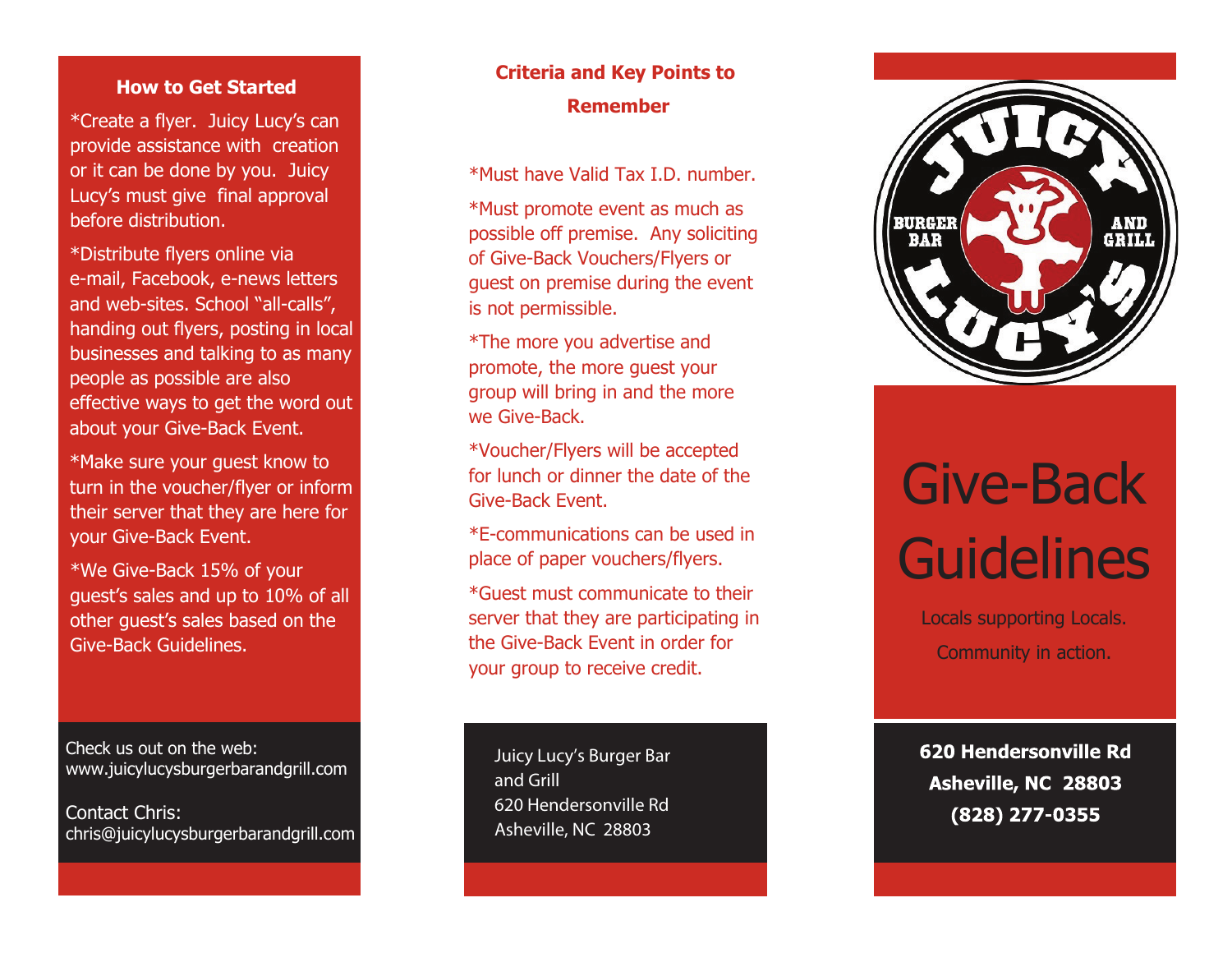## How to Get Started

*Create a flyer. Juicy Lucy's can provide assistance with creation or it can be done by you. Juicy Lucy's must give final approval before distribution.

*Distribute flyers online via e-mail, Facebook, e-news letters and web-sites. School "all-calls", handing out flyers, posting in local businesses and talking to as many people as possible are also effective ways to get the word out about your Give-Back Event.

*Make sure your guest know to turn in the voucher/flyer or inform their server that they are here for your Give-Back Event.

*We Give-Back 15% of your guest's sales and up to 10% of all other guest's sales based on the Give-Back Guidelines.

Check us out on the web:
www.juicylucysburgerbarandgrill.com

Contact Chris:
chris@juicylucysburgerbarandgrill.com

## Criteria and Key Points to Remember

*Must have Valid Tax I.D. number.

*Must promote event as much as possible off premise. Any soliciting of Give-Back Vouchers/Flyers or guest on premise during the event is not permissible.

*The more you advertise and promote, the more guest your group will bring in and the more we Give-Back.

*Voucher/Flyers will be accepted for lunch or dinner the date of the Give-Back Event.

*E-communications can be used in place of paper vouchers/flyers.

*Guest must communicate to their server that they are participating in the Give-Back Event in order for your group to receive credit.

Juicy Lucy's Burger Bar
and Grill
620 Hendersonville Rd
Asheville, NC 28803

JUICY LUCY'S BURGER BAR AND GRILL

# Give-Back Guidelines

Locals supporting Locals.
Community in action.

**620 Hendersonville Rd**
**Asheville, NC 28803**
**(828) 277-0355**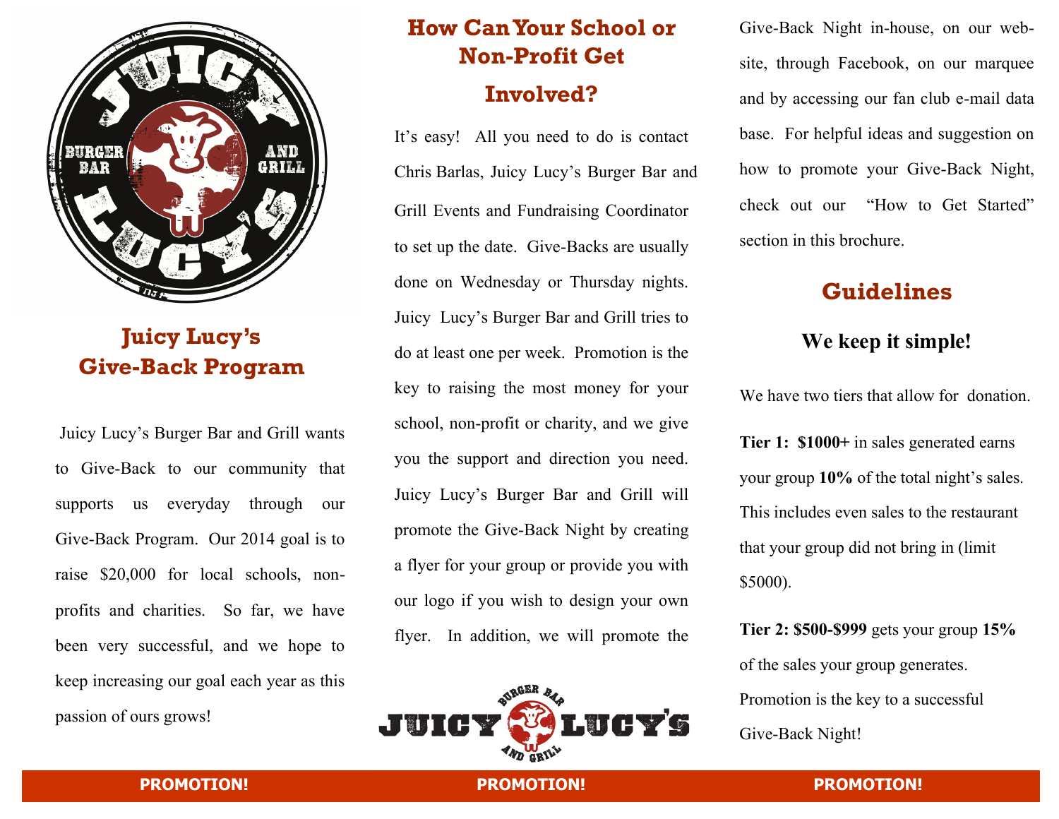## Juicy Lucy's Give-Back Program

Juicy Lucy's Burger Bar and Grill wants to Give-Back to our community that supports us everyday through our Give-Back Program. Our 2014 goal is to raise $20,000 for local schools, non-profits and charities. So far, we have been very successful, and we hope to keep increasing our goal each year as this passion of ours grows!

## How Can Your School or Non-Profit Get Involved?

It's easy! All you need to do is contact Chris Barlas, Juicy Lucy's Burger Bar and Grill Events and Fundraising Coordinator to set up the date. Give-Backs are usually done on Wednesday or Thursday nights. Juicy Lucy's Burger Bar and Grill tries to do at least one per week. Promotion is the key to raising the most money for your school, non-profit or charity, and we give you the support and direction you need. Juicy Lucy's Burger Bar and Grill will promote the Give-Back Night by creating a flyer for your group or provide you with our logo if you wish to design your own flyer. In addition, we will promote the Give-Back Night in-house, on our website, through Facebook, on our marquee and by accessing our fan club e-mail data base. For helpful ideas and suggestion on how to promote your Give-Back Night, check out our "How to Get Started" section in this brochure.

## Guidelines

### We keep it simple!

We have two tiers that allow for donation.

**Tier 1: $1000+** in sales generated earns your group **10%** of the total night's sales. This includes even sales to the restaurant that your group did not bring in (limit $5000).

**Tier 2: $500-$999** gets your group **15%** of the sales your group generates.

Promotion is the key to a successful Give-Back Night!

**PROMOTION! PROMOTION! PROMOTION!**